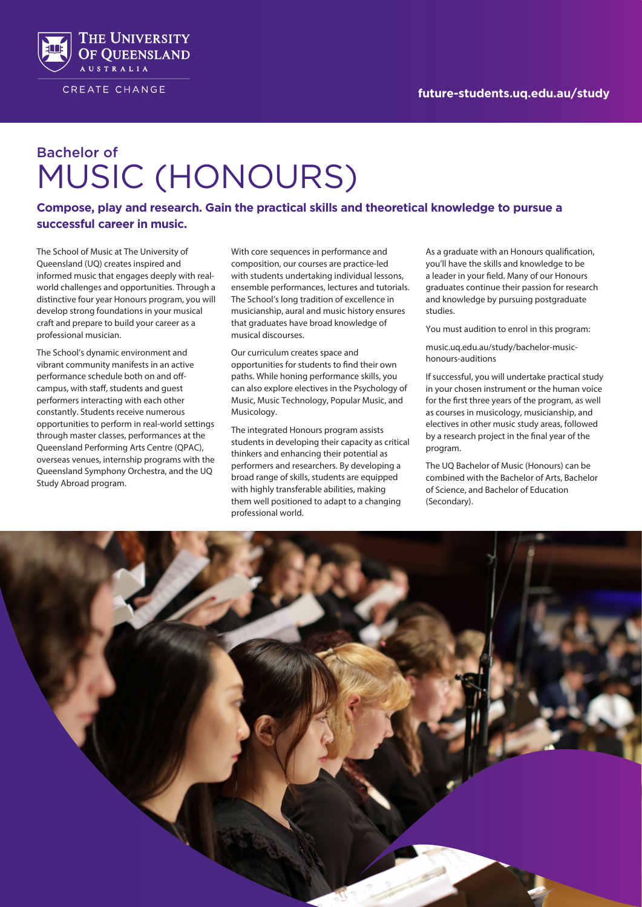THE UNIVERSITY OF QUEENSLAND
AUSTRALIA

CREATE CHANGE

**future-students.uq.edu.au/study**

# Bachelor of MUSIC (HONOURS)

**Compose, play and research. Gain the practical skills and theoretical knowledge to pursue a successful career in music.**

The School of Music at The University of Queensland (UQ) creates inspired and informed music that engages deeply with real-world challenges and opportunities. Through a distinctive four year Honours program, you will develop strong foundations in your musical craft and prepare to build your career as a professional musician.

The School's dynamic environment and vibrant community manifests in an active performance schedule both on and off-campus, with staff, students and guest performers interacting with each other constantly. Students receive numerous opportunities to perform in real-world settings through master classes, performances at the Queensland Performing Arts Centre (QPAC), overseas venues, internship programs with the Queensland Symphony Orchestra, and the UQ Study Abroad program.

With core sequences in performance and composition, our courses are practice-led with students undertaking individual lessons, ensemble performances, lectures and tutorials. The School's long tradition of excellence in musicianship, aural and music history ensures that graduates have broad knowledge of musical discourses.

Our curriculum creates space and opportunities for students to find their own paths. While honing performance skills, you can also explore electives in the Psychology of Music, Music Technology, Popular Music, and Musicology.

The integrated Honours program assists students in developing their capacity as critical thinkers and enhancing their potential as performers and researchers. By developing a broad range of skills, students are equipped with highly transferable abilities, making them well positioned to adapt to a changing professional world.

As a graduate with an Honours qualification, you'll have the skills and knowledge to be a leader in your field. Many of our Honours graduates continue their passion for research and knowledge by pursuing postgraduate studies.

You must audition to enrol in this program:

music.uq.edu.au/study/bachelor-music-honours-auditions

If successful, you will undertake practical study in your chosen instrument or the human voice for the first three years of the program, as well as courses in musicology, musicianship, and electives in other music study areas, followed by a research project in the final year of the program.

The UQ Bachelor of Music (Honours) can be combined with the Bachelor of Arts, Bachelor of Science, and Bachelor of Education (Secondary).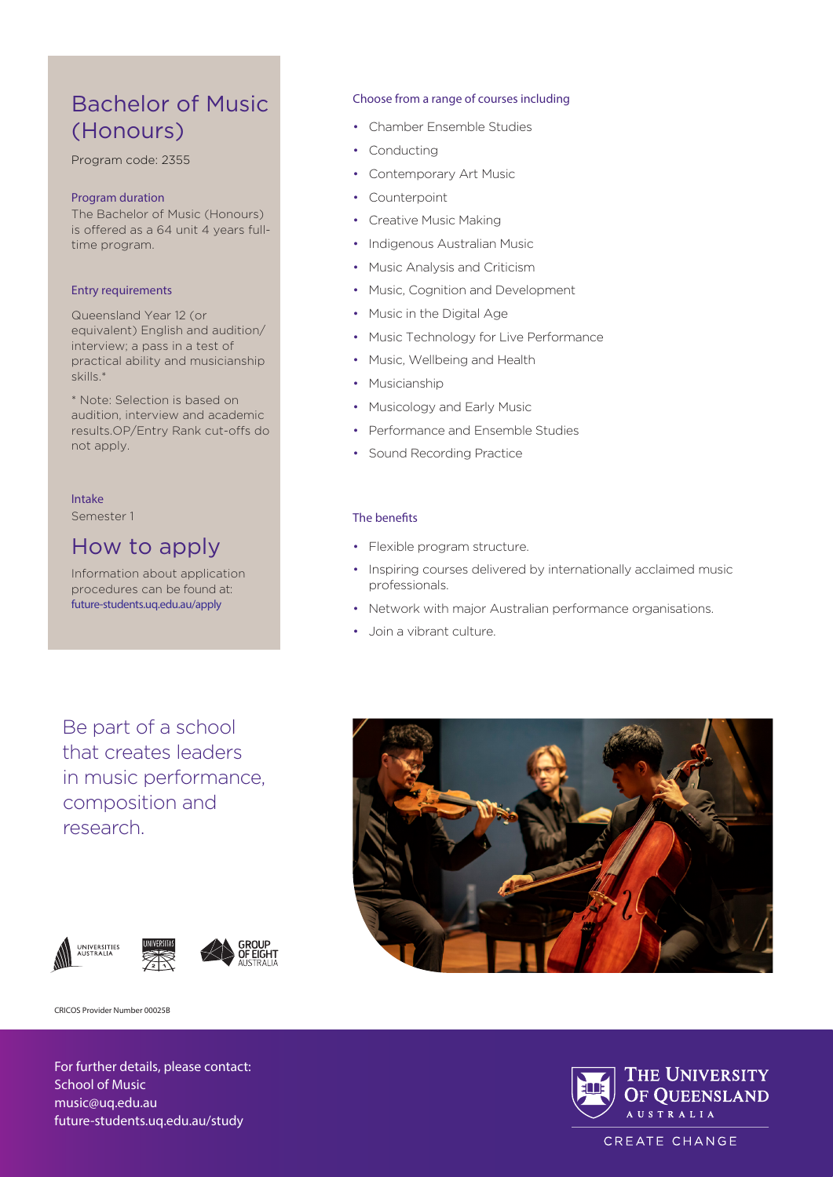# Bachelor of Music (Honours)

Program code: 2355

### Program duration

The Bachelor of Music (Honours) is offered as a 64 unit 4 years full-time program.

### Entry requirements

Queensland Year 12 (or equivalent) English and audition/ interview; a pass in a test of practical ability and musicianship skills.*

* Note: Selection is based on audition, interview and academic results.OP/Entry Rank cut-offs do not apply.

### Intake

Semester 1

## How to apply

Information about application procedures can be found at: future-students.uq.edu.au/apply

### Choose from a range of courses including

- Chamber Ensemble Studies
- Conducting
- Contemporary Art Music
- Counterpoint
- Creative Music Making
- Indigenous Australian Music
- Music Analysis and Criticism
- Music, Cognition and Development
- Music in the Digital Age
- Music Technology for Live Performance
- Music, Wellbeing and Health
- Musicianship
- Musicology and Early Music
- Performance and Ensemble Studies
- Sound Recording Practice

### The benefits

- Flexible program structure.
- Inspiring courses delivered by internationally acclaimed music professionals.
- Network with major Australian performance organisations.
- Join a vibrant culture.

Be part of a school that creates leaders in music performance, composition and research.

CRICOS Provider Number 00025B

For further details, please contact:
School of Music
music@uq.edu.au
future-students.uq.edu.au/study

The University of Queensland Australia

CREATE CHANGE